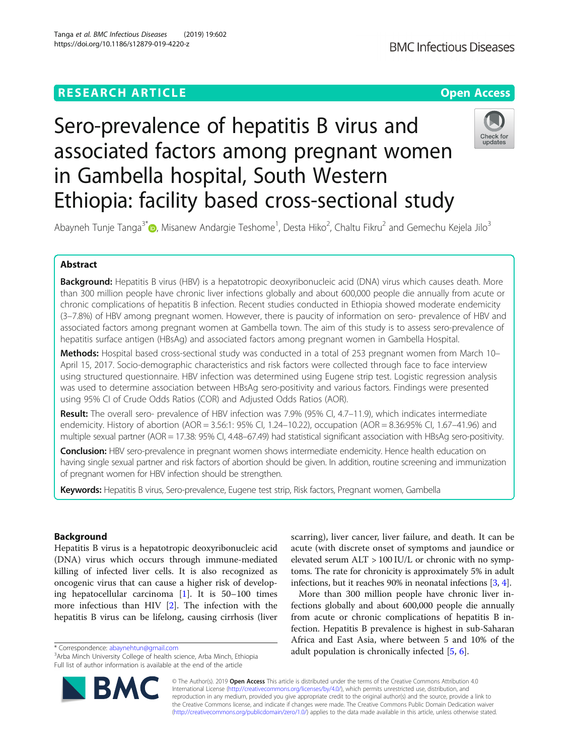RESEARCH ARTICLE

Open Access

# Sero-prevalence of hepatitis B virus and associated factors among pregnant women in Gambella hospital, South Western Ethiopia: facility based cross-sectional study

Abayneh Tunje Tanga[3*], Misanew Andargie Teshome[1], Desta Hiko[2], Chaltu Fikru[2] and Gemechu Kejela Jilo[3]

## Abstract

**Background:** Hepatitis B virus (HBV) is a hepatotropic deoxyribonucleic acid (DNA) virus which causes death. More than 300 million people have chronic liver infections globally and about 600,000 people die annually from acute or chronic complications of hepatitis B infection. Recent studies conducted in Ethiopia showed moderate endemicity (3–7.8%) of HBV among pregnant women. However, there is paucity of information on sero- prevalence of HBV and associated factors among pregnant women at Gambella town. The aim of this study is to assess sero-prevalence of hepatitis surface antigen (HBsAg) and associated factors among pregnant women in Gambella Hospital.

**Methods:** Hospital based cross-sectional study was conducted in a total of 253 pregnant women from March 10–April 15, 2017. Socio-demographic characteristics and risk factors were collected through face to face interview using structured questionnaire. HBV infection was determined using Eugene strip test. Logistic regression analysis was used to determine association between HBsAg sero-positivity and various factors. Findings were presented using 95% CI of Crude Odds Ratios (COR) and Adjusted Odds Ratios (AOR).

**Result:** The overall sero- prevalence of HBV infection was 7.9% (95% CI, 4.7–11.9), which indicates intermediate endemicity. History of abortion (AOR = 3.56:1: 95% CI, 1.24–10.22), occupation (AOR = 8.36:95% CI, 1.67–41.96) and multiple sexual partner (AOR = 17.38: 95% CI, 4.48–67.49) had statistical significant association with HBsAg sero-positivity.

**Conclusion:** HBV sero-prevalence in pregnant women shows intermediate endemicity. Hence health education on having single sexual partner and risk factors of abortion should be given. In addition, routine screening and immunization of pregnant women for HBV infection should be strengthen.

**Keywords:** Hepatitis B virus, Sero-prevalence, Eugene test strip, Risk factors, Pregnant women, Gambella

## Background

Hepatitis B virus is a hepatotropic deoxyribonucleic acid (DNA) virus which occurs through immune-mediated killing of infected liver cells. It is also recognized as oncogenic virus that can cause a higher risk of developing hepatocellular carcinoma [1]. It is 50–100 times more infectious than HIV [2]. The infection with the hepatitis B virus can be lifelong, causing cirrhosis (liver scarring), liver cancer, liver failure, and death. It can be acute (with discrete onset of symptoms and jaundice or elevated serum ALT > 100 IU/L or chronic with no symptoms. The rate for chronicity is approximately 5% in adult infections, but it reaches 90% in neonatal infections [3, 4].

More than 300 million people have chronic liver infections globally and about 600,000 people die annually from acute or chronic complications of hepatitis B infection. Hepatitis B prevalence is highest in sub-Saharan Africa and East Asia, where between 5 and 10% of the adult population is chronically infected [5, 6].

* Correspondence: abaynehtun@gmail.com
[3]Arba Minch University College of health science, Arba Minch, Ethiopia
Full list of author information is available at the end of the article

© The Author(s). 2019 **Open Access** This article is distributed under the terms of the Creative Commons Attribution 4.0 International License (http://creativecommons.org/licenses/by/4.0/), which permits unrestricted use, distribution, and reproduction in any medium, provided you give appropriate credit to the original author(s) and the source, provide a link to the Creative Commons license, and indicate if changes were made. The Creative Commons Public Domain Dedication waiver (http://creativecommons.org/publicdomain/zero/1.0/) applies to the data made available in this article, unless otherwise stated.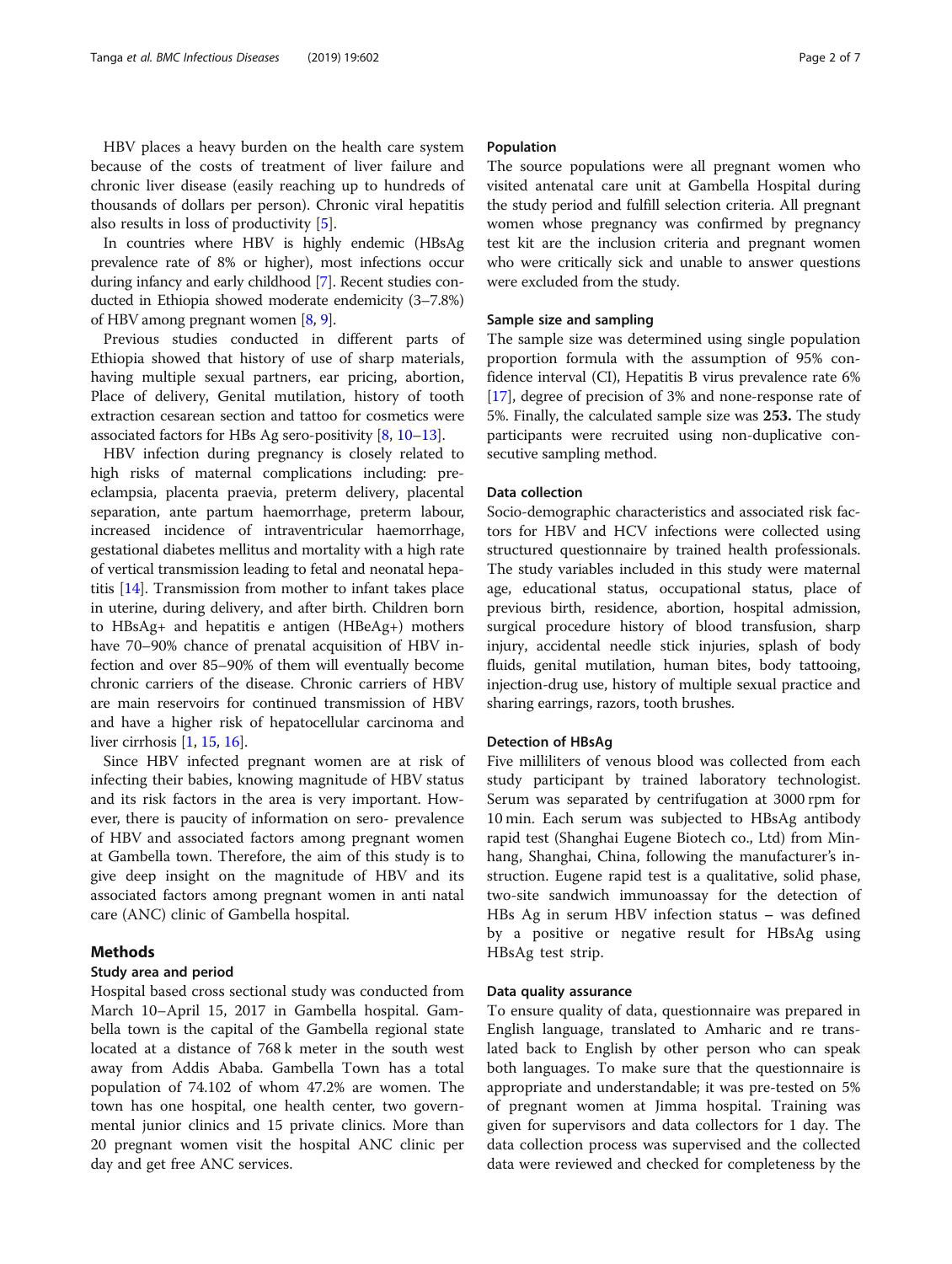HBV places a heavy burden on the health care system because of the costs of treatment of liver failure and chronic liver disease (easily reaching up to hundreds of thousands of dollars per person). Chronic viral hepatitis also results in loss of productivity [5].

In countries where HBV is highly endemic (HBsAg prevalence rate of 8% or higher), most infections occur during infancy and early childhood [7]. Recent studies conducted in Ethiopia showed moderate endemicity (3–7.8%) of HBV among pregnant women [8, 9].

Previous studies conducted in different parts of Ethiopia showed that history of use of sharp materials, having multiple sexual partners, ear pricing, abortion, Place of delivery, Genital mutilation, history of tooth extraction cesarean section and tattoo for cosmetics were associated factors for HBs Ag sero-positivity [8, 10–13].

HBV infection during pregnancy is closely related to high risks of maternal complications including: pre-eclampsia, placenta praevia, preterm delivery, placental separation, ante partum haemorrhage, preterm labour, increased incidence of intraventricular haemorrhage, gestational diabetes mellitus and mortality with a high rate of vertical transmission leading to fetal and neonatal hepatitis [14]. Transmission from mother to infant takes place in uterine, during delivery, and after birth. Children born to HBsAg+ and hepatitis e antigen (HBeAg+) mothers have 70–90% chance of prenatal acquisition of HBV infection and over 85–90% of them will eventually become chronic carriers of the disease. Chronic carriers of HBV are main reservoirs for continued transmission of HBV and have a higher risk of hepatocellular carcinoma and liver cirrhosis [1, 15, 16].

Since HBV infected pregnant women are at risk of infecting their babies, knowing magnitude of HBV status and its risk factors in the area is very important. However, there is paucity of information on sero- prevalence of HBV and associated factors among pregnant women at Gambella town. Therefore, the aim of this study is to give deep insight on the magnitude of HBV and its associated factors among pregnant women in anti natal care (ANC) clinic of Gambella hospital.

## Methods

### Study area and period

Hospital based cross sectional study was conducted from March 10–April 15, 2017 in Gambella hospital. Gambella town is the capital of the Gambella regional state located at a distance of 768 k meter in the south west away from Addis Ababa. Gambella Town has a total population of 74.102 of whom 47.2% are women. The town has one hospital, one health center, two governmental junior clinics and 15 private clinics. More than 20 pregnant women visit the hospital ANC clinic per day and get free ANC services.

### Population

The source populations were all pregnant women who visited antenatal care unit at Gambella Hospital during the study period and fulfill selection criteria. All pregnant women whose pregnancy was confirmed by pregnancy test kit are the inclusion criteria and pregnant women who were critically sick and unable to answer questions were excluded from the study.

### Sample size and sampling

The sample size was determined using single population proportion formula with the assumption of 95% confidence interval (CI), Hepatitis B virus prevalence rate 6% [17], degree of precision of 3% and none-response rate of 5%. Finally, the calculated sample size was **253**. The study participants were recruited using non-duplicative consecutive sampling method.

### Data collection

Socio-demographic characteristics and associated risk factors for HBV and HCV infections were collected using structured questionnaire by trained health professionals. The study variables included in this study were maternal age, educational status, occupational status, place of previous birth, residence, abortion, hospital admission, surgical procedure history of blood transfusion, sharp injury, accidental needle stick injuries, splash of body fluids, genital mutilation, human bites, body tattooing, injection-drug use, history of multiple sexual practice and sharing earrings, razors, tooth brushes.

### Detection of HBsAg

Five milliliters of venous blood was collected from each study participant by trained laboratory technologist. Serum was separated by centrifugation at 3000 rpm for 10 min. Each serum was subjected to HBsAg antibody rapid test (Shanghai Eugene Biotech co., Ltd) from Minhang, Shanghai, China, following the manufacturer's instruction. Eugene rapid test is a qualitative, solid phase, two-site sandwich immunoassay for the detection of HBs Ag in serum HBV infection status – was defined by a positive or negative result for HBsAg using HBsAg test strip.

### Data quality assurance

To ensure quality of data, questionnaire was prepared in English language, translated to Amharic and re translated back to English by other person who can speak both languages. To make sure that the questionnaire is appropriate and understandable; it was pre-tested on 5% of pregnant women at Jimma hospital. Training was given for supervisors and data collectors for 1 day. The data collection process was supervised and the collected data were reviewed and checked for completeness by the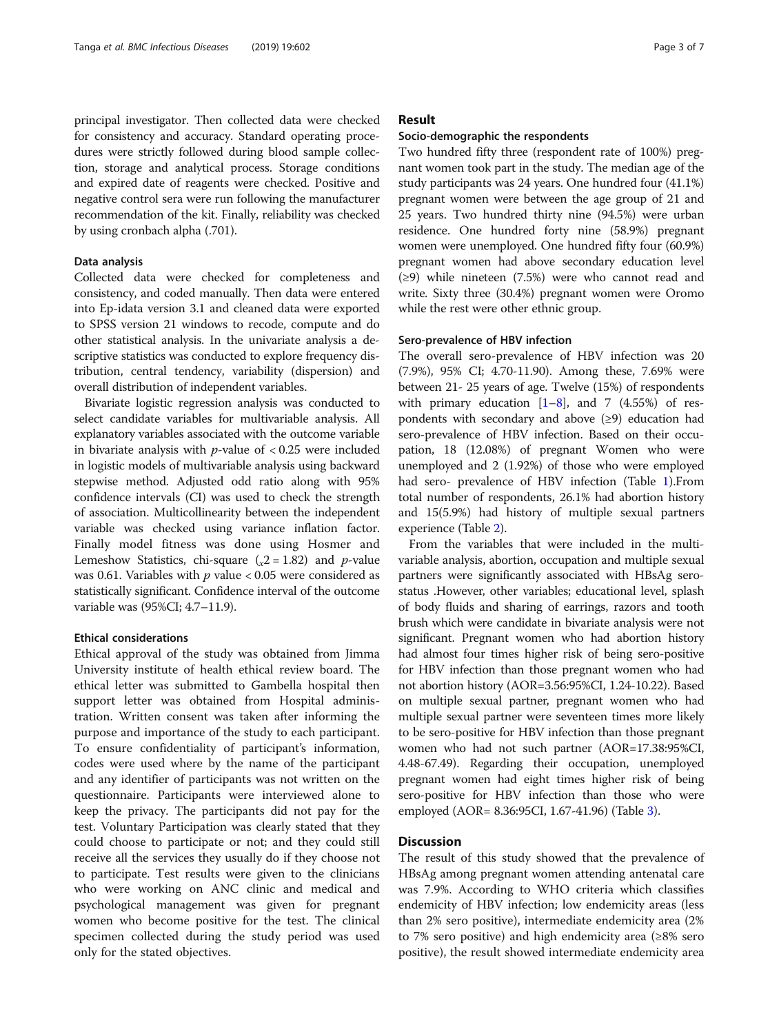principal investigator. Then collected data were checked for consistency and accuracy. Standard operating procedures were strictly followed during blood sample collection, storage and analytical process. Storage conditions and expired date of reagents were checked. Positive and negative control sera were run following the manufacturer recommendation of the kit. Finally, reliability was checked by using cronbach alpha (.701).

### Data analysis

Collected data were checked for completeness and consistency, and coded manually. Then data were entered into Ep-idata version 3.1 and cleaned data were exported to SPSS version 21 windows to recode, compute and do other statistical analysis. In the univariate analysis a descriptive statistics was conducted to explore frequency distribution, central tendency, variability (dispersion) and overall distribution of independent variables.

Bivariate logistic regression analysis was conducted to select candidate variables for multivariable analysis. All explanatory variables associated with the outcome variable in bivariate analysis with $p$-value of $< 0.25$ were included in logistic models of multivariable analysis using backward stepwise method. Adjusted odd ratio along with 95% confidence intervals (CI) was used to check the strength of association. Multicollinearity between the independent variable was checked using variance inflation factor. Finally model fitness was done using Hosmer and Lemeshow Statistics, chi-square ($\chi 2 = 1.82$) and $p$-value was 0.61. Variables with $p$ value $< 0.05$ were considered as statistically significant. Confidence interval of the outcome variable was (95%CI; 4.7–11.9).

### Ethical considerations

Ethical approval of the study was obtained from Jimma University institute of health ethical review board. The ethical letter was submitted to Gambella hospital then support letter was obtained from Hospital administration. Written consent was taken after informing the purpose and importance of the study to each participant. To ensure confidentiality of participant's information, codes were used where by the name of the participant and any identifier of participants was not written on the questionnaire. Participants were interviewed alone to keep the privacy. The participants did not pay for the test. Voluntary Participation was clearly stated that they could choose to participate or not; and they could still receive all the services they usually do if they choose not to participate. Test results were given to the clinicians who were working on ANC clinic and medical and psychological management was given for pregnant women who become positive for the test. The clinical specimen collected during the study period was used only for the stated objectives.

## Result

### Socio-demographic the respondents

Two hundred fifty three (respondent rate of 100%) pregnant women took part in the study. The median age of the study participants was 24 years. One hundred four (41.1%) pregnant women were between the age group of 21 and 25 years. Two hundred thirty nine (94.5%) were urban residence. One hundred forty nine (58.9%) pregnant women were unemployed. One hundred fifty four (60.9%) pregnant women had above secondary education level (≥9) while nineteen (7.5%) were who cannot read and write. Sixty three (30.4%) pregnant women were Oromo while the rest were other ethnic group.

### Sero-prevalence of HBV infection

The overall sero-prevalence of HBV infection was 20 (7.9%), 95% CI; 4.70-11.90). Among these, 7.69% were between 21- 25 years of age. Twelve (15%) of respondents with primary education [1–8], and 7 (4.55%) of respondents with secondary and above (≥9) education had sero-prevalence of HBV infection. Based on their occupation, 18 (12.08%) of pregnant Women who were unemployed and 2 (1.92%) of those who were employed had sero- prevalence of HBV infection (Table 1).From total number of respondents, 26.1% had abortion history and 15(5.9%) had history of multiple sexual partners experience (Table 2).

From the variables that were included in the multivariable analysis, abortion, occupation and multiple sexual partners were significantly associated with HBsAg serostatus .However, other variables; educational level, splash of body fluids and sharing of earrings, razors and tooth brush which were candidate in bivariate analysis were not significant. Pregnant women who had abortion history had almost four times higher risk of being sero-positive for HBV infection than those pregnant women who had not abortion history (AOR=3.56:95%CI, 1.24-10.22). Based on multiple sexual partner, pregnant women who had multiple sexual partner were seventeen times more likely to be sero-positive for HBV infection than those pregnant women who had not such partner (AOR=17.38:95%CI, 4.48-67.49). Regarding their occupation, unemployed pregnant women had eight times higher risk of being sero-positive for HBV infection than those who were employed (AOR= 8.36:95CI, 1.67-41.96) (Table 3).

## Discussion

The result of this study showed that the prevalence of HBsAg among pregnant women attending antenatal care was 7.9%. According to WHO criteria which classifies endemicity of HBV infection; low endemicity areas (less than 2% sero positive), intermediate endemicity area (2% to 7% sero positive) and high endemicity area (≥8% sero positive), the result showed intermediate endemicity area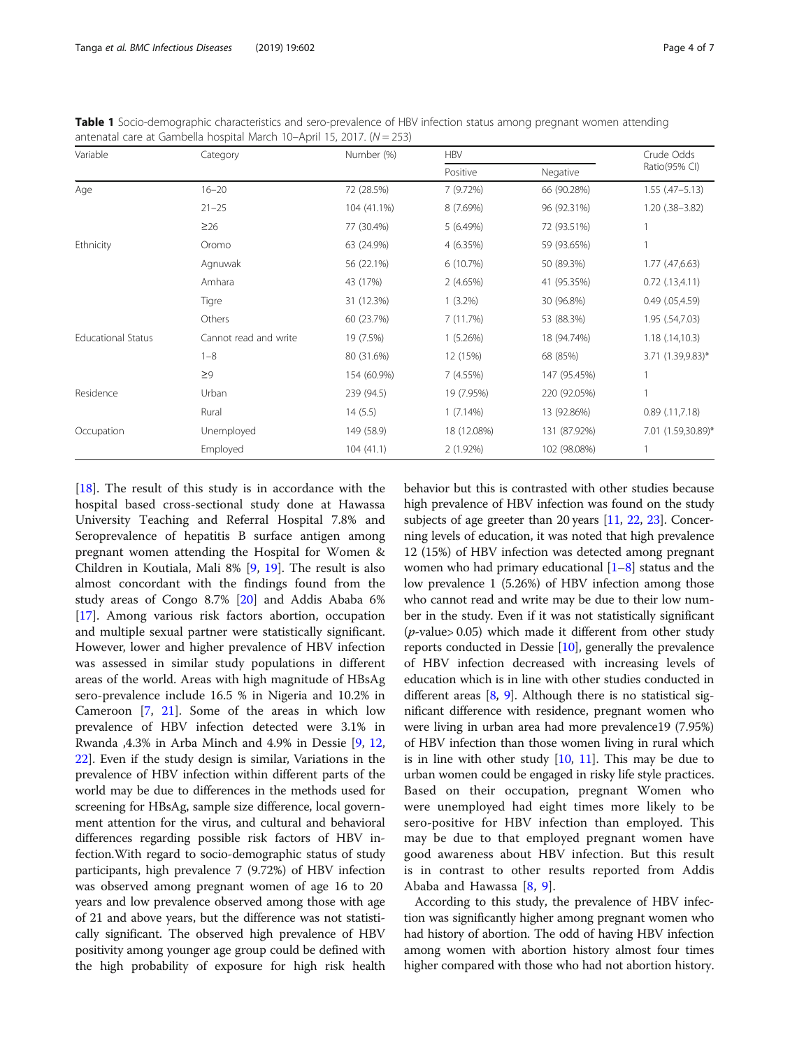**Table 1** Socio-demographic characteristics and sero-prevalence of HBV infection status among pregnant women attending antenatal care at Gambella hospital March 10–April 15, 2017. ($N = 253$)

| Variable | Category | Number (%) | HBV | | Crude Odds Ratio(95% CI) |
|---|---|---|---|---|---|
| | | | Positive | Negative | |
| Age | 16–20 | 72 (28.5%) | 7 (9.72%) | 66 (90.28%) | 1.55 (.47–5.13) |
| | 21–25 | 104 (41.1%) | 8 (7.69%) | 96 (92.31%) | 1.20 (.38–3.82) |
| | ≥26 | 77 (30.4%) | 5 (6.49%) | 72 (93.51%) | 1 |
| Ethnicity | Oromo | 63 (24.9%) | 4 (6.35%) | 59 (93.65%) | 1 |
| | Agnuwak | 56 (22.1%) | 6 (10.7%) | 50 (89.3%) | 1.77 (.47,6.63) |
| | Amhara | 43 (17%) | 2 (4.65%) | 41 (95.35%) | 0.72 (.13,4.11) |
| | Tigre | 31 (12.3%) | 1 (3.2%) | 30 (96.8%) | 0.49 (.05,4.59) |
| | Others | 60 (23.7%) | 7 (11.7%) | 53 (88.3%) | 1.95 (.54,7.03) |
| Educational Status | Cannot read and write | 19 (7.5%) | 1 (5.26%) | 18 (94.74%) | 1.18 (.14,10.3) |
| | 1–8 | 80 (31.6%) | 12 (15%) | 68 (85%) | 3.71 (1.39,9.83)* |
| | ≥9 | 154 (60.9%) | 7 (4.55%) | 147 (95.45%) | 1 |
| Residence | Urban | 239 (94.5) | 19 (7.95%) | 220 (92.05%) | 1 |
| | Rural | 14 (5.5) | 1 (7.14%) | 13 (92.86%) | 0.89 (.11,7.18) |
| Occupation | Unemployed | 149 (58.9) | 18 (12.08%) | 131 (87.92%) | 7.01 (1.59,30.89)* |
| | Employed | 104 (41.1) | 2 (1.92%) | 102 (98.08%) | 1 |

[18]. The result of this study is in accordance with the hospital based cross-sectional study done at Hawassa University Teaching and Referral Hospital 7.8% and Seroprevalence of hepatitis B surface antigen among pregnant women attending the Hospital for Women & Children in Koutiala, Mali 8% [9, 19]. The result is also almost concordant with the findings found from the study areas of Congo 8.7% [20] and Addis Ababa 6% [17]. Among various risk factors abortion, occupation and multiple sexual partner were statistically significant. However, lower and higher prevalence of HBV infection was assessed in similar study populations in different areas of the world. Areas with high magnitude of HBsAg sero-prevalence include 16.5 % in Nigeria and 10.2% in Cameroon [7, 21]. Some of the areas in which low prevalence of HBV infection detected were 3.1% in Rwanda ,4.3% in Arba Minch and 4.9% in Dessie [9, 12, 22]. Even if the study design is similar, Variations in the prevalence of HBV infection within different parts of the world may be due to differences in the methods used for screening for HBsAg, sample size difference, local government attention for the virus, and cultural and behavioral differences regarding possible risk factors of HBV infection.With regard to socio-demographic status of study participants, high prevalence 7 (9.72%) of HBV infection was observed among pregnant women of age 16 to 20 years and low prevalence observed among those with age of 21 and above years, but the difference was not statistically significant. The observed high prevalence of HBV positivity among younger age group could be defined with the high probability of exposure for high risk health behavior but this is contrasted with other studies because high prevalence of HBV infection was found on the study subjects of age greeter than 20 years [11, 22, 23]. Concerning levels of education, it was noted that high prevalence 12 (15%) of HBV infection was detected among pregnant women who had primary educational [1–8] status and the low prevalence 1 (5.26%) of HBV infection among those who cannot read and write may be due to their low number in the study. Even if it was not statistically significant ($p$-value> 0.05) which made it different from other study reports conducted in Dessie [10], generally the prevalence of HBV infection decreased with increasing levels of education which is in line with other studies conducted in different areas [8, 9]. Although there is no statistical significant difference with residence, pregnant women who were living in urban area had more prevalence19 (7.95%) of HBV infection than those women living in rural which is in line with other study [10, 11]. This may be due to urban women could be engaged in risky life style practices. Based on their occupation, pregnant Women who were unemployed had eight times more likely to be sero-positive for HBV infection than employed. This may be due to that employed pregnant women have good awareness about HBV infection. But this result is in contrast to other results reported from Addis Ababa and Hawassa [8, 9].

According to this study, the prevalence of HBV infection was significantly higher among pregnant women who had history of abortion. The odd of having HBV infection among women with abortion history almost four times higher compared with those who had not abortion history.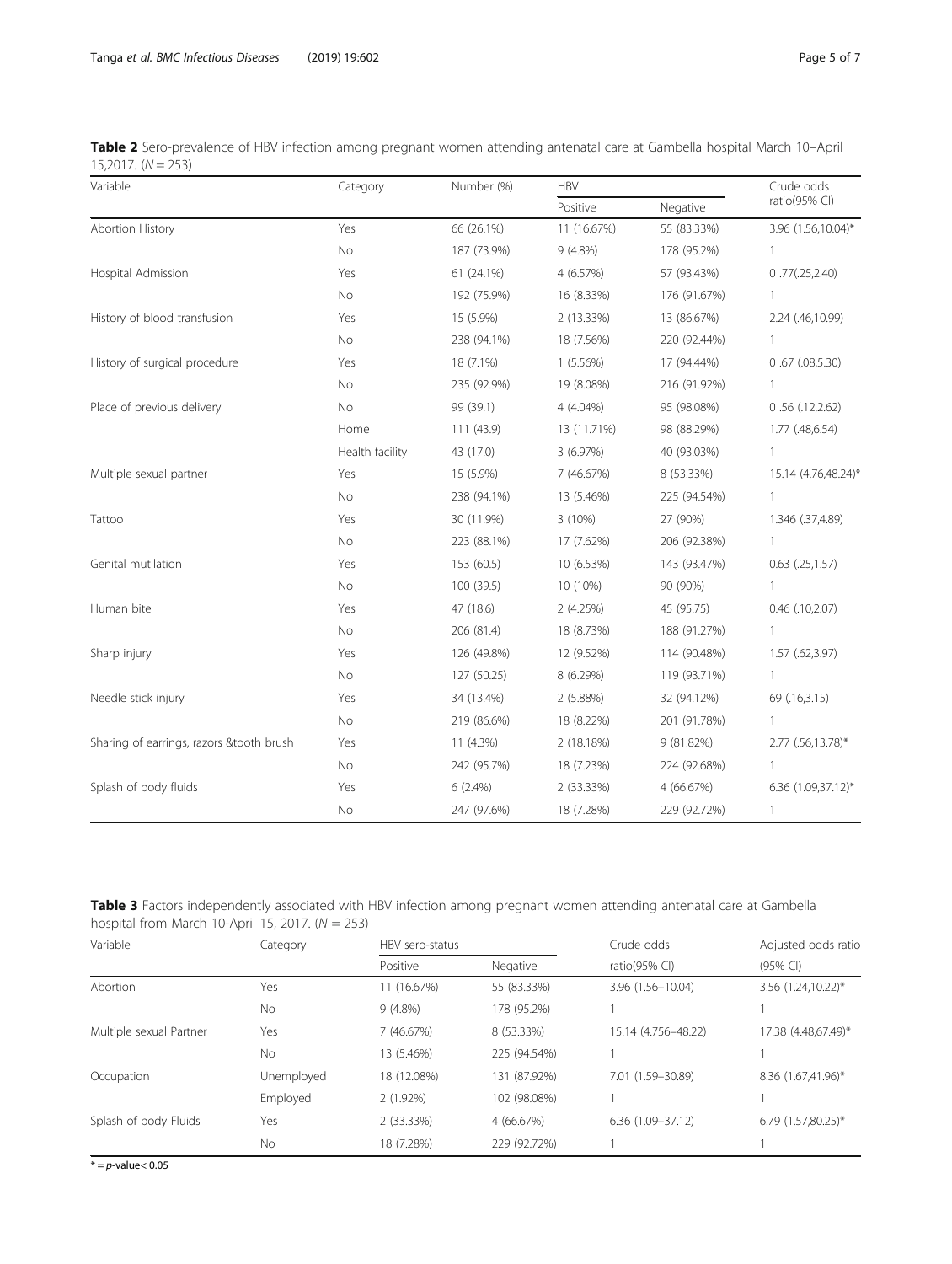**Table 2** Sero-prevalence of HBV infection among pregnant women attending antenatal care at Gambella hospital March 10–April 15,2017. ($N = 253$)

| Variable | Category | Number (%) | HBV | | Crude odds ratio(95% CI) |
|---|---|---|---|---|---|
| | | | Positive | Negative | |
| Abortion History | Yes | 66 (26.1%) | 11 (16.67%) | 55 (83.33%) | 3.96 (1.56,10.04)* |
| | No | 187 (73.9%) | 9 (4.8%) | 178 (95.2%) | 1 |
| Hospital Admission | Yes | 61 (24.1%) | 4 (6.57%) | 57 (93.43%) | 0 .77(.25,2.40) |
| | No | 192 (75.9%) | 16 (8.33%) | 176 (91.67%) | 1 |
| History of blood transfusion | Yes | 15 (5.9%) | 2 (13.33%) | 13 (86.67%) | 2.24 (.46,10.99) |
| | No | 238 (94.1%) | 18 (7.56%) | 220 (92.44%) | 1 |
| History of surgical procedure | Yes | 18 (7.1%) | 1 (5.56%) | 17 (94.44%) | 0 .67 (.08,5.30) |
| | No | 235 (92.9%) | 19 (8.08%) | 216 (91.92%) | 1 |
| Place of previous delivery | No | 99 (39.1) | 4 (4.04%) | 95 (98.08%) | 0 .56 (.12,2.62) |
| | Home | 111 (43.9) | 13 (11.71%) | 98 (88.29%) | 1.77 (.48,6.54) |
| | Health facility | 43 (17.0) | 3 (6.97%) | 40 (93.03%) | 1 |
| Multiple sexual partner | Yes | 15 (5.9%) | 7 (46.67%) | 8 (53.33%) | 15.14 (4.76,48.24)* |
| | No | 238 (94.1%) | 13 (5.46%) | 225 (94.54%) | 1 |
| Tattoo | Yes | 30 (11.9%) | 3 (10%) | 27 (90%) | 1.346 (.37,4.89) |
| | No | 223 (88.1%) | 17 (7.62%) | 206 (92.38%) | 1 |
| Genital mutilation | Yes | 153 (60.5) | 10 (6.53%) | 143 (93.47%) | 0.63 (.25,1.57) |
| | No | 100 (39.5) | 10 (10%) | 90 (90%) | 1 |
| Human bite | Yes | 47 (18.6) | 2 (4.25%) | 45 (95.75) | 0.46 (.10,2.07) |
| | No | 206 (81.4) | 18 (8.73%) | 188 (91.27%) | 1 |
| Sharp injury | Yes | 126 (49.8%) | 12 (9.52%) | 114 (90.48%) | 1.57 (.62,3.97) |
| | No | 127 (50.25) | 8 (6.29%) | 119 (93.71%) | 1 |
| Needle stick injury | Yes | 34 (13.4%) | 2 (5.88%) | 32 (94.12%) | 69 (.16,3.15) |
| | No | 219 (86.6%) | 18 (8.22%) | 201 (91.78%) | 1 |
| Sharing of earrings, razors &tooth brush | Yes | 11 (4.3%) | 2 (18.18%) | 9 (81.82%) | 2.77 (.56,13.78)* |
| | No | 242 (95.7%) | 18 (7.23%) | 224 (92.68%) | 1 |
| Splash of body fluids | Yes | 6 (2.4%) | 2 (33.33%) | 4 (66.67%) | 6.36 (1.09,37.12)* |
| | No | 247 (97.6%) | 18 (7.28%) | 229 (92.72%) | 1 |

**Table 3** Factors independently associated with HBV infection among pregnant women attending antenatal care at Gambella hospital from March 10-April 15, 2017. ($N = 253$)

| Variable | Category | HBV sero-status | | Crude odds ratio(95% CI) | Adjusted odds ratio (95% CI) |
|---|---|---|---|---|---|
| | | Positive | Negative | | |
| Abortion | Yes | 11 (16.67%) | 55 (83.33%) | 3.96 (1.56–10.04) | 3.56 (1.24,10.22)* |
| | No | 9 (4.8%) | 178 (95.2%) | 1 | 1 |
| Multiple sexual Partner | Yes | 7 (46.67%) | 8 (53.33%) | 15.14 (4.756–48.22) | 17.38 (4.48,67.49)* |
| | No | 13 (5.46%) | 225 (94.54%) | 1 | 1 |
| Occupation | Unemployed | 18 (12.08%) | 131 (87.92%) | 7.01 (1.59–30.89) | 8.36 (1.67,41.96)* |
| | Employed | 2 (1.92%) | 102 (98.08%) | 1 | 1 |
| Splash of body Fluids | Yes | 2 (33.33%) | 4 (66.67%) | 6.36 (1.09–37.12) | 6.79 (1.57,80.25)* |
| | No | 18 (7.28%) | 229 (92.72%) | 1 | 1 |

* = $p$-value< 0.05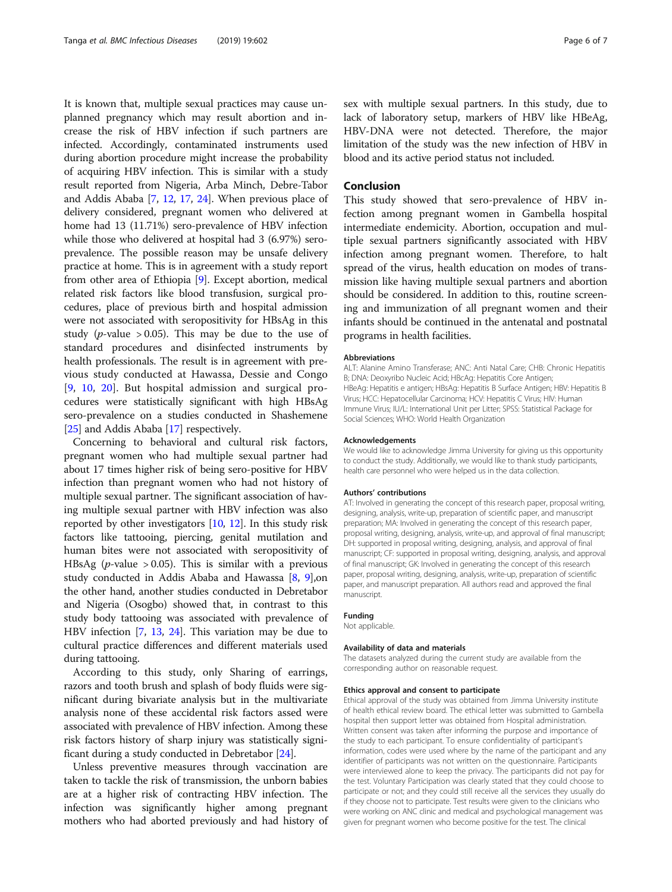It is known that, multiple sexual practices may cause unplanned pregnancy which may result abortion and increase the risk of HBV infection if such partners are infected. Accordingly, contaminated instruments used during abortion procedure might increase the probability of acquiring HBV infection. This is similar with a study result reported from Nigeria, Arba Minch, Debre-Tabor and Addis Ababa [7, 12, 17, 24]. When previous place of delivery considered, pregnant women who delivered at home had 13 (11.71%) sero-prevalence of HBV infection while those who delivered at hospital had 3 (6.97%) sero-prevalence. The possible reason may be unsafe delivery practice at home. This is in agreement with a study report from other area of Ethiopia [9]. Except abortion, medical related risk factors like blood transfusion, surgical procedures, place of previous birth and hospital admission were not associated with seropositivity for HBsAg in this study ($p$-value $> 0.05$). This may be due to the use of standard procedures and disinfected instruments by health professionals. The result is in agreement with previous study conducted at Hawassa, Dessie and Congo [9, 10, 20]. But hospital admission and surgical procedures were statistically significant with high HBsAg sero-prevalence on a studies conducted in Shashemene [25] and Addis Ababa [17] respectively.

Concerning to behavioral and cultural risk factors, pregnant women who had multiple sexual partner had about 17 times higher risk of being sero-positive for HBV infection than pregnant women who had not history of multiple sexual partner. The significant association of having multiple sexual partner with HBV infection was also reported by other investigators [10, 12]. In this study risk factors like tattooing, piercing, genital mutilation and human bites were not associated with seropositivity of HBsAg ($p$-value $> 0.05$). This is similar with a previous study conducted in Addis Ababa and Hawassa [8, 9],on the other hand, another studies conducted in Debretabor and Nigeria (Osogbo) showed that, in contrast to this study body tattooing was associated with prevalence of HBV infection [7, 13, 24]. This variation may be due to cultural practice differences and different materials used during tattooing.

According to this study, only Sharing of earrings, razors and tooth brush and splash of body fluids were significant during bivariate analysis but in the multivariate analysis none of these accidental risk factors assed were associated with prevalence of HBV infection. Among these risk factors history of sharp injury was statistically significant during a study conducted in Debretabor [24].

Unless preventive measures through vaccination are taken to tackle the risk of transmission, the unborn babies are at a higher risk of contracting HBV infection. The infection was significantly higher among pregnant mothers who had aborted previously and had history of sex with multiple sexual partners. In this study, due to lack of laboratory setup, markers of HBV like HBeAg, HBV-DNA were not detected. Therefore, the major limitation of the study was the new infection of HBV in blood and its active period status not included.

## Conclusion

This study showed that sero-prevalence of HBV infection among pregnant women in Gambella hospital intermediate endemicity. Abortion, occupation and multiple sexual partners significantly associated with HBV infection among pregnant women. Therefore, to halt spread of the virus, health education on modes of transmission like having multiple sexual partners and abortion should be considered. In addition to this, routine screening and immunization of all pregnant women and their infants should be continued in the antenatal and postnatal programs in health facilities.

### Abbreviations

ALT: Alanine Amino Transferase; ANC: Anti Natal Care; CHB: Chronic Hepatitis B; DNA: Deoxyribo Nucleic Acid; HBcAg: Hepatitis Core Antigen; HBeAg: Hepatitis e antigen; HBsAg: Hepatitis B Surface Antigen; HBV: Hepatitis B Virus; HCC: Hepatocellular Carcinoma; HCV: Hepatitis C Virus; HIV: Human Immune Virus; IU/L: International Unit per Litter; SPSS: Statistical Package for Social Sciences; WHO: World Health Organization

### Acknowledgements

We would like to acknowledge Jimma University for giving us this opportunity to conduct the study. Additionally, we would like to thank study participants, health care personnel who were helped us in the data collection.

### Authors' contributions

AT: Involved in generating the concept of this research paper, proposal writing, designing, analysis, write-up, preparation of scientific paper, and manuscript preparation; MA: Involved in generating the concept of this research paper, proposal writing, designing, analysis, write-up, and approval of final manuscript; DH: supported in proposal writing, designing, analysis, and approval of final manuscript; CF: supported in proposal writing, designing, analysis, and approval of final manuscript; GK: Involved in generating the concept of this research paper, proposal writing, designing, analysis, write-up, preparation of scientific paper, and manuscript preparation. All authors read and approved the final manuscript.

### Funding

Not applicable.

### Availability of data and materials

The datasets analyzed during the current study are available from the corresponding author on reasonable request.

### Ethics approval and consent to participate

Ethical approval of the study was obtained from Jimma University institute of health ethical review board. The ethical letter was submitted to Gambella hospital then support letter was obtained from Hospital administration. Written consent was taken after informing the purpose and importance of the study to each participant. To ensure confidentiality of participant's information, codes were used where by the name of the participant and any identifier of participants was not written on the questionnaire. Participants were interviewed alone to keep the privacy. The participants did not pay for the test. Voluntary Participation was clearly stated that they could choose to participate or not; and they could still receive all the services they usually do if they choose not to participate. Test results were given to the clinicians who were working on ANC clinic and medical and psychological management was given for pregnant women who become positive for the test. The clinical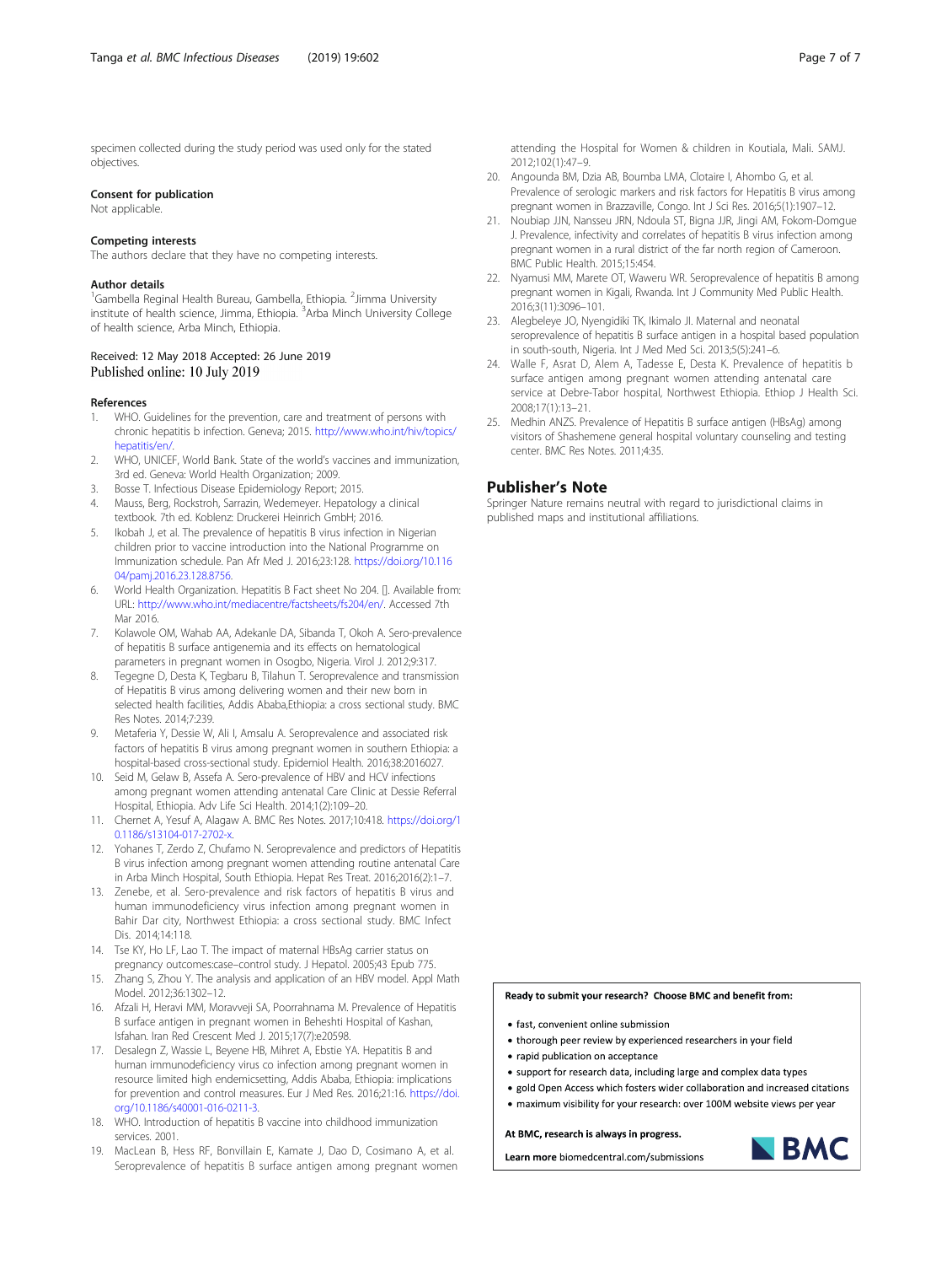specimen collected during the study period was used only for the stated objectives.

### Consent for publication

Not applicable.

### Competing interests

The authors declare that they have no competing interests.

### Author details

[1]Gambella Reginal Health Bureau, Gambella, Ethiopia. [2]Jimma University institute of health science, Jimma, Ethiopia. [3]Arba Minch University College of health science, Arba Minch, Ethiopia.

Received: 12 May 2018 Accepted: 26 June 2019
Published online: 10 July 2019

### References

1. WHO. Guidelines for the prevention, care and treatment of persons with chronic hepatitis b infection. Geneva; 2015. http://www.who.int/hiv/topics/hepatitis/en/.
2. WHO, UNICEF, World Bank. State of the world's vaccines and immunization, 3rd ed. Geneva: World Health Organization; 2009.
3. Bosse T. Infectious Disease Epidemiology Report; 2015.
4. Mauss, Berg, Rockstroh, Sarrazin, Wedemeyer. Hepatology a clinical textbook. 7th ed. Koblenz: Druckerei Heinrich GmbH; 2016.
5. Ikobah J, et al. The prevalence of hepatitis B virus infection in Nigerian children prior to vaccine introduction into the National Programme on Immunization schedule. Pan Afr Med J. 2016;23:128. https://doi.org/10.11604/pamj.2016.23.128.8756.
6. World Health Organization. Hepatitis B Fact sheet No 204. []. Available from: URL: http://www.who.int/mediacentre/factsheets/fs204/en/. Accessed 7th Mar 2016.
7. Kolawole OM, Wahab AA, Adekanle DA, Sibanda T, Okoh A. Sero-prevalence of hepatitis B surface antigenemia and its effects on hematological parameters in pregnant women in Osogbo, Nigeria. Virol J. 2012;9:317.
8. Tegegne D, Desta K, Tegbaru B, Tilahun T. Seroprevalence and transmission of Hepatitis B virus among delivering women and their new born in selected health facilities, Addis Ababa,Ethiopia: a cross sectional study. BMC Res Notes. 2014;7:239.
9. Metaferia Y, Dessie W, Ali I, Amsalu A. Seroprevalence and associated risk factors of hepatitis B virus among pregnant women in southern Ethiopia: a hospital-based cross-sectional study. Epidemiol Health. 2016;38:2016027.
10. Seid M, Gelaw B, Assefa A. Sero-prevalence of HBV and HCV infections among pregnant women attending antenatal Care Clinic at Dessie Referral Hospital, Ethiopia. Adv Life Sci Health. 2014;1(2):109–20.
11. Chernet A, Yesuf A, Alagaw A. BMC Res Notes. 2017;10:418. https://doi.org/10.1186/s13104-017-2702-x.
12. Yohanes T, Zerdo Z, Chufamo N. Seroprevalence and predictors of Hepatitis B virus infection among pregnant women attending routine antenatal Care in Arba Minch Hospital, South Ethiopia. Hepat Res Treat. 2016;2016(2):1–7.
13. Zenebe, et al. Sero-prevalence and risk factors of hepatitis B virus and human immunodeficiency virus infection among pregnant women in Bahir Dar city, Northwest Ethiopia: a cross sectional study. BMC Infect Dis. 2014;14:118.
14. Tse KY, Ho LF, Lao T. The impact of maternal HBsAg carrier status on pregnancy outcomes:case–control study. J Hepatol. 2005;43 Epub 775.
15. Zhang S, Zhou Y. The analysis and application of an HBV model. Appl Math Model. 2012;36:1302–12.
16. Afzali H, Heravi MM, Moravveji SA, Poorrahnama M. Prevalence of Hepatitis B surface antigen in pregnant women in Beheshti Hospital of Kashan, Isfahan. Iran Red Crescent Med J. 2015;17(7):e20598.
17. Desalegn Z, Wassie L, Beyene HB, Mihret A, Ebstie YA. Hepatitis B and human immunodeficiency virus co infection among pregnant women in resource limited high endemicsetting, Addis Ababa, Ethiopia: implications for prevention and control measures. Eur J Med Res. 2016;21:16. https://doi.org/10.1186/s40001-016-0211-3.
18. WHO. Introduction of hepatitis B vaccine into childhood immunization services. 2001.
19. MacLean B, Hess RF, Bonvillain E, Kamate J, Dao D, Cosimano A, et al. Seroprevalence of hepatitis B surface antigen among pregnant women attending the Hospital for Women & children in Koutiala, Mali. SAMJ. 2012;102(1):47–9.
20. Angounda BM, Dzia AB, Boumba LMA, Clotaire I, Ahombo G, et al. Prevalence of serologic markers and risk factors for Hepatitis B virus among pregnant women in Brazzaville, Congo. Int J Sci Res. 2016;5(1):1907–12.
21. Noubiap JJN, Nansseu JRN, Ndoula ST, Bigna JJR, Jingi AM, Fokom-Domgue J. Prevalence, infectivity and correlates of hepatitis B virus infection among pregnant women in a rural district of the far north region of Cameroon. BMC Public Health. 2015;15:454.
22. Nyamusi MM, Marete OT, Waweru WR. Seroprevalence of hepatitis B among pregnant women in Kigali, Rwanda. Int J Community Med Public Health. 2016;3(11):3096–101.
23. Alegbeleye JO, Nyengidiki TK, Ikimalo JI. Maternal and neonatal seroprevalence of hepatitis B surface antigen in a hospital based population in south-south, Nigeria. Int J Med Med Sci. 2013;5(5):241–6.
24. Walle F, Asrat D, Alem A, Tadesse E, Desta K. Prevalence of hepatitis b surface antigen among pregnant women attending antenatal care service at Debre-Tabor hospital, Northwest Ethiopia. Ethiop J Health Sci. 2008;17(1):13–21.
25. Medhin ANZS. Prevalence of Hepatitis B surface antigen (HBsAg) among visitors of Shashemene general hospital voluntary counseling and testing center. BMC Res Notes. 2011;4:35.

## Publisher's Note

Springer Nature remains neutral with regard to jurisdictional claims in published maps and institutional affiliations.

**Ready to submit your research? Choose BMC and benefit from:**

- fast, convenient online submission
- thorough peer review by experienced researchers in your field
- rapid publication on acceptance
- support for research data, including large and complex data types
- gold Open Access which fosters wider collaboration and increased citations
- maximum visibility for your research: over 100M website views per year

**At BMC, research is always in progress.**

**Learn more** biomedcentral.com/submissions

BMC